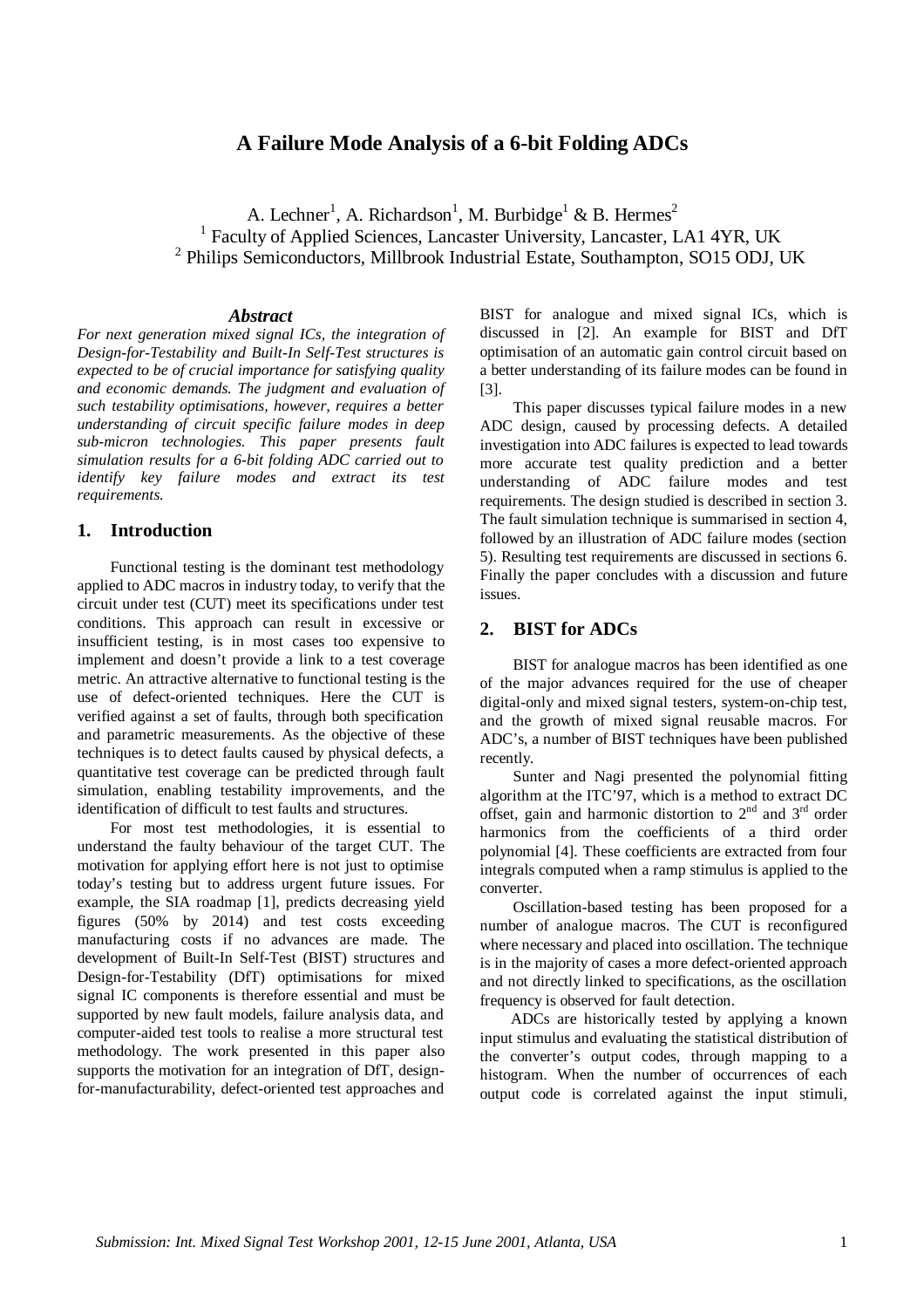# A Failure Mode Analysis of a 6-bit Folding ADCs

A. Lechner[1], A. Richardson[1], M. Burbidge[1] & B. Hermes[2]

[1] Faculty of Applied Sciences, Lancaster University, Lancaster, LA1 4YR, UK

[2] Philips Semiconductors, Millbrook Industrial Estate, Southampton, SO15 ODJ, UK

### *Abstract*

*For next generation mixed signal ICs, the integration of Design-for-Testability and Built-In Self-Test structures is expected to be of crucial importance for satisfying quality and economic demands. The judgment and evaluation of such testability optimisations, however, requires a better understanding of circuit specific failure modes in deep sub-micron technologies. This paper presents fault simulation results for a 6-bit folding ADC carried out to identify key failure modes and extract its test requirements.*

## 1. Introduction

Functional testing is the dominant test methodology applied to ADC macros in industry today, to verify that the circuit under test (CUT) meet its specifications under test conditions. This approach can result in excessive or insufficient testing, is in most cases too expensive to implement and doesn't provide a link to a test coverage metric. An attractive alternative to functional testing is the use of defect-oriented techniques. Here the CUT is verified against a set of faults, through both specification and parametric measurements. As the objective of these techniques is to detect faults caused by physical defects, a quantitative test coverage can be predicted through fault simulation, enabling testability improvements, and the identification of difficult to test faults and structures.

For most test methodologies, it is essential to understand the faulty behaviour of the target CUT. The motivation for applying effort here is not just to optimise today's testing but to address urgent future issues. For example, the SIA roadmap [1], predicts decreasing yield figures (50% by 2014) and test costs exceeding manufacturing costs if no advances are made. The development of Built-In Self-Test (BIST) structures and Design-for-Testability (DfT) optimisations for mixed signal IC components is therefore essential and must be supported by new fault models, failure analysis data, and computer-aided test tools to realise a more structural test methodology. The work presented in this paper also supports the motivation for an integration of DfT, design-for-manufacturability, defect-oriented test approaches and BIST for analogue and mixed signal ICs, which is discussed in [2]. An example for BIST and DfT optimisation of an automatic gain control circuit based on a better understanding of its failure modes can be found in [3].

This paper discusses typical failure modes in a new ADC design, caused by processing defects. A detailed investigation into ADC failures is expected to lead towards more accurate test quality prediction and a better understanding of ADC failure modes and test requirements. The design studied is described in section 3. The fault simulation technique is summarised in section 4, followed by an illustration of ADC failure modes (section 5). Resulting test requirements are discussed in sections 6. Finally the paper concludes with a discussion and future issues.

## 2. BIST for ADCs

BIST for analogue macros has been identified as one of the major advances required for the use of cheaper digital-only and mixed signal testers, system-on-chip test, and the growth of mixed signal reusable macros. For ADC's, a number of BIST techniques have been published recently.

Sunter and Nagi presented the polynomial fitting algorithm at the ITC'97, which is a method to extract DC offset, gain and harmonic distortion to 2nd and 3rd order harmonics from the coefficients of a third order polynomial [4]. These coefficients are extracted from four integrals computed when a ramp stimulus is applied to the converter.

Oscillation-based testing has been proposed for a number of analogue macros. The CUT is reconfigured where necessary and placed into oscillation. The technique is in the majority of cases a more defect-oriented approach and not directly linked to specifications, as the oscillation frequency is observed for fault detection.

ADCs are historically tested by applying a known input stimulus and evaluating the statistical distribution of the converter's output codes, through mapping to a histogram. When the number of occurrences of each output code is correlated against the input stimuli,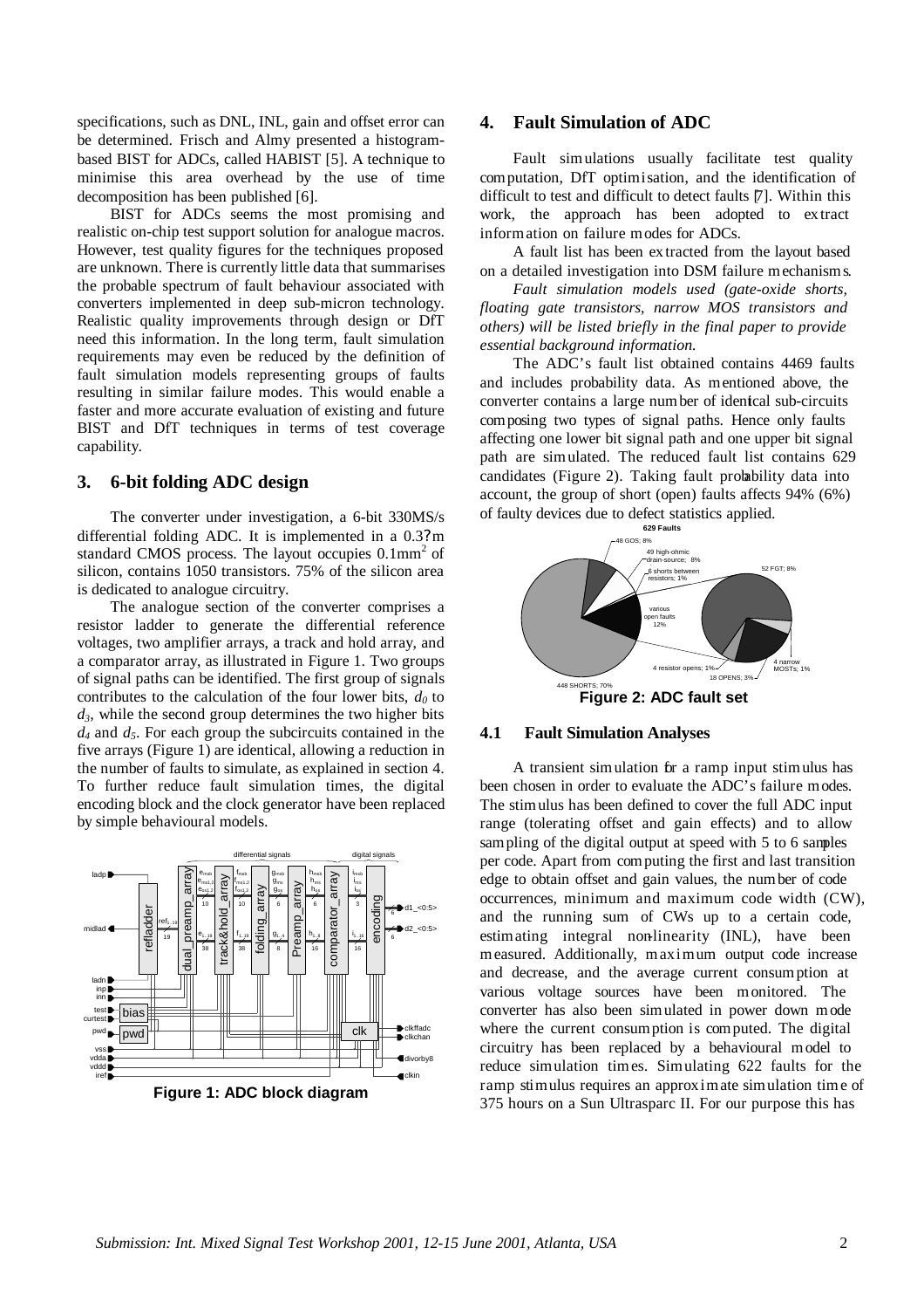specifications, such as DNL, INL, gain and offset error can be determined. Frisch and Almy presented a histogram-based BIST for ADCs, called HABIST [5]. A technique to minimise this area overhead by the use of time decomposition has been published [6].

BIST for ADCs seems the most promising and realistic on-chip test support solution for analogue macros. However, test quality figures for the techniques proposed are unknown. There is currently little data that summarises the probable spectrum of fault behaviour associated with converters implemented in deep sub-micron technology. Realistic quality improvements through design or DfT need this information. In the long term, fault simulation requirements may even be reduced by the definition of fault simulation models representing groups of faults resulting in similar failure modes. This would enable a faster and more accurate evaluation of existing and future BIST and DfT techniques in terms of test coverage capability.

## 3. 6-bit folding ADC design

The converter under investigation, a 6-bit 330MS/s differential folding ADC. It is implemented in a 0.3?m standard CMOS process. The layout occupies 0.1mm$^2$ of silicon, contains 1050 transistors. 75% of the silicon area is dedicated to analogue circuitry.

The analogue section of the converter comprises a resistor ladder to generate the differential reference voltages, two amplifier arrays, a track and hold array, and a comparator array, as illustrated in Figure 1. Two groups of signal paths can be identified. The first group of signals contributes to the calculation of the four lower bits, $d_0$ to $d_3$, while the second group determines the two higher bits $d_4$ and $d_5$. For each group the subcircuits contained in the five arrays (Figure 1) are identical, allowing a reduction in the number of faults to simulate, as explained in section 4. To further reduce fault simulation times, the digital encoding block and the clock generator have been replaced by simple behavioural models.

**Figure 1: ADC block diagram**

## 4. Fault Simulation of ADC

Fault simulations usually facilitate test quality computation, DfT optimisation, and the identification of difficult to test and difficult to detect faults [7]. Within this work, the approach has been adopted to extract information on failure modes for ADCs.

A fault list has been extracted from the layout based on a detailed investigation into DSM failure mechanisms.

*Fault simulation models used (gate-oxide shorts, floating gate transistors, narrow MOS transistors and others) will be listed briefly in the final paper to provide essential background information.*

The ADC's fault list obtained contains 4469 faults and includes probability data. As mentioned above, the converter contains a large number of identical sub-circuits composing two types of signal paths. Hence only faults affecting one lower bit signal path and one upper bit signal path are simulated. The reduced fault list contains 629 candidates (Figure 2). Taking fault probability data into account, the group of short (open) faults affects 94% (6%) of faulty devices due to defect statistics applied.

**Figure 2: ADC fault set**

### 4.1 Fault Simulation Analyses

A transient simulation for a ramp input stimulus has been chosen in order to evaluate the ADC's failure modes. The stimulus has been defined to cover the full ADC input range (tolerating offset and gain effects) and to allow sampling of the digital output at speed with 5 to 6 samples per code. Apart from computing the first and last transition edge to obtain offset and gain values, the number of code occurrences, minimum and maximum code width (CW), and the running sum of CWs up to a certain code, estimating integral non-linearity (INL), have been measured. Additionally, maximum output code increase and decrease, and the average current consumption at various voltage sources have been monitored. The converter has also been simulated in power down mode where the current consumption is computed. The digital circuitry has been replaced by a behavioural model to reduce simulation times. Simulating 622 faults for the ramp stimulus requires an approximate simulation time of 375 hours on a Sun Ultrasparc II. For our purpose this has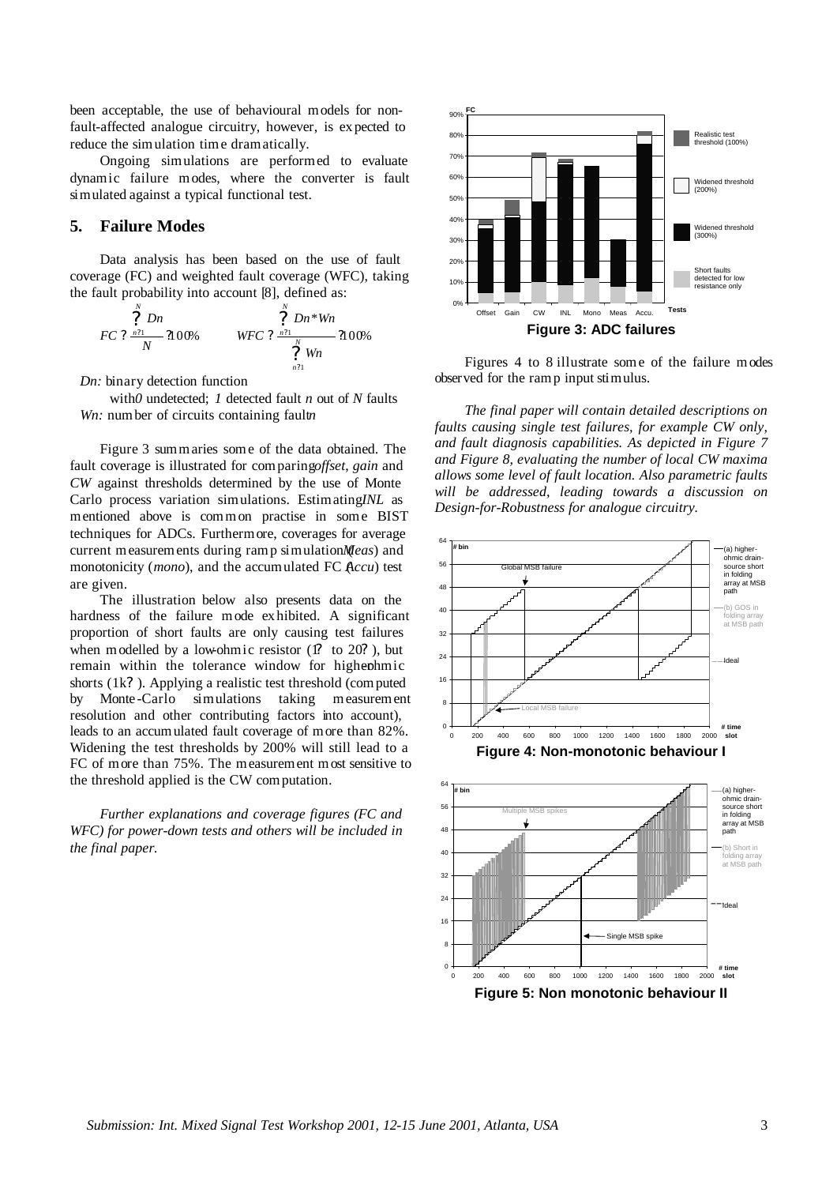been acceptable, the use of behavioural models for non-fault-affected analogue circuitry, however, is expected to reduce the simulation time dramatically.

Ongoing simulations are performed to evaluate dynamic failure modes, where the converter is fault simulated against a typical functional test.

## 5. Failure Modes

Data analysis has been based on the use of fault coverage (FC) and weighted fault coverage (WFC), taking the fault probability into account [8], defined as:

$$FC = \frac{\sum_{n=1}^{N} Dn}{N} \cdot 100\% \qquad WFC = \frac{\sum_{n=1}^{N} Dn * Wn}{\sum_{n=1}^{N} Wn} \cdot 100\%$$

*Dn:* binary detection function

with *0* undetected; *1* detected fault *n* out of *N* faults

*Wn:* number of circuits containing fault *n*

Figure 3 summaries some of the data obtained. The fault coverage is illustrated for comparing *offset*, *gain* and *CW* against thresholds determined by the use of Monte Carlo process variation simulations. Estimating *INL* as mentioned above is common practise in some BIST techniques for ADCs. Furthermore, coverages for average current measurements during ramp simulation (*Meas*) and monotonicity (*mono*), and the accumulated FC (*Accu*) test are given.

The illustration below also presents data on the hardness of the failure mode exhibited. A significant proportion of short faults are only causing test failures when modelled by a low-ohmic resistor (1Ω to 20Ω), but remain within the tolerance window for higher-ohmic shorts (1kΩ). Applying a realistic test threshold (computed by Monte-Carlo simulations taking measurement resolution and other contributing factors into account), leads to an accumulated fault coverage of more than 82%. Widening the test thresholds by 200% will still lead to a FC of more than 75%. The measurement most sensitive to the threshold applied is the CW computation.

*Further explanations and coverage figures (FC and WFC) for power-down tests and others will be included in the final paper.*

**Figure 3: ADC failures**

Figures 4 to 8 illustrate some of the failure modes observed for the ramp input stimulus.

*The final paper will contain detailed descriptions on faults causing single test failures, for example CW only, and fault diagnosis capabilities. As depicted in Figure 7 and Figure 8, evaluating the number of local CW maxima allows some level of fault location. Also parametric faults will be addressed, leading towards a discussion on Design-for-Robustness for analogue circuitry.*

**Figure 4: Non-monotonic behaviour I**

**Figure 5: Non monotonic behaviour II**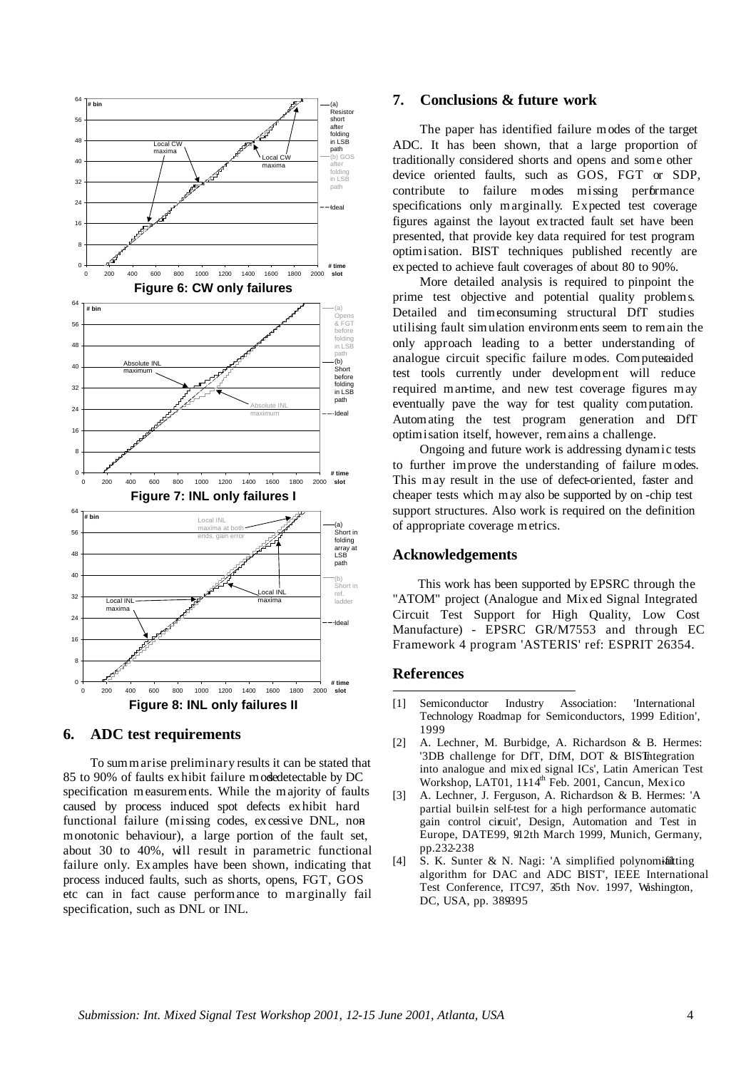Figure 6: CW only failures

Figure 7: INL only failures I

Figure 8: INL only failures II

## 6. ADC test requirements

To summarise preliminary results it can be stated that 85 to 90% of faults exhibit failure mode detectable by DC specification measurements. While the majority of faults caused by process induced spot defects exhibit hard functional failure (missing codes, excessive DNL, non-monotonic behaviour), a large portion of the fault set, about 30 to 40%, will result in parametric functional failure only. Examples have been shown, indicating that process induced faults, such as shorts, opens, FGT, GOS etc can in fact cause performance to marginally fail specification, such as DNL or INL.

## 7. Conclusions & future work

The paper has identified failure modes of the target ADC. It has been shown, that a large proportion of traditionally considered shorts and opens and some other device oriented faults, such as GOS, FGT or SDP, contribute to failure modes missing performance specifications only marginally. Expected test coverage figures against the layout extracted fault set have been presented, that provide key data required for test program optimisation. BIST techniques published recently are expected to achieve fault coverages of about 80 to 90%.

More detailed analysis is required to pinpoint the prime test objective and potential quality problems. Detailed and timeconsuming structural DfT studies utilising fault simulation environments seem to remain the only approach leading to a better understanding of analogue circuit specific failure modes. Computer-aided test tools currently under development will reduce required man-time, and new test coverage figures may eventually pave the way for test quality computation. Automating the test program generation and DfT optimisation itself, however, remains a challenge.

Ongoing and future work is addressing dynamic tests to further improve the understanding of failure modes. This may result in the use of defect-oriented, faster and cheaper tests which may also be supported by on-chip test support structures. Also work is required on the definition of appropriate coverage metrics.

## Acknowledgements

This work has been supported by EPSRC through the "ATOM" project (Analogue and Mixed Signal Integrated Circuit Test Support for High Quality, Low Cost Manufacture) - EPSRC GR/M7553 and through EC Framework 4 program 'ASTERIS' ref: ESPRIT 26354.

## References

[1] Semiconductor Industry Association: 'International Technology Roadmap for Semiconductors, 1999 Edition', 1999

[2] A. Lechner, M. Burbidge, A. Richardson & B. Hermes: '3DB challenge for DfT, DfM, DOT & BIST integration into analogue and mixed signal ICs', Latin American Test Workshop, LAT01, 11-14th Feb. 2001, Cancun, Mexico

[3] A. Lechner, J. Ferguson, A. Richardson & B. Hermes: 'A partial built-in self-test for a high performance automatic gain control circuit', Design, Automation and Test in Europe, DATE99, 9-12th March 1999, Munich, Germany, pp.232-238

[4] S. K. Sunter & N. Nagi: 'A simplified polynomial-fitting algorithm for DAC and ADC BIST', IEEE International Test Conference, ITC97, 3-5th Nov. 1997, Washington, DC, USA, pp. 389-395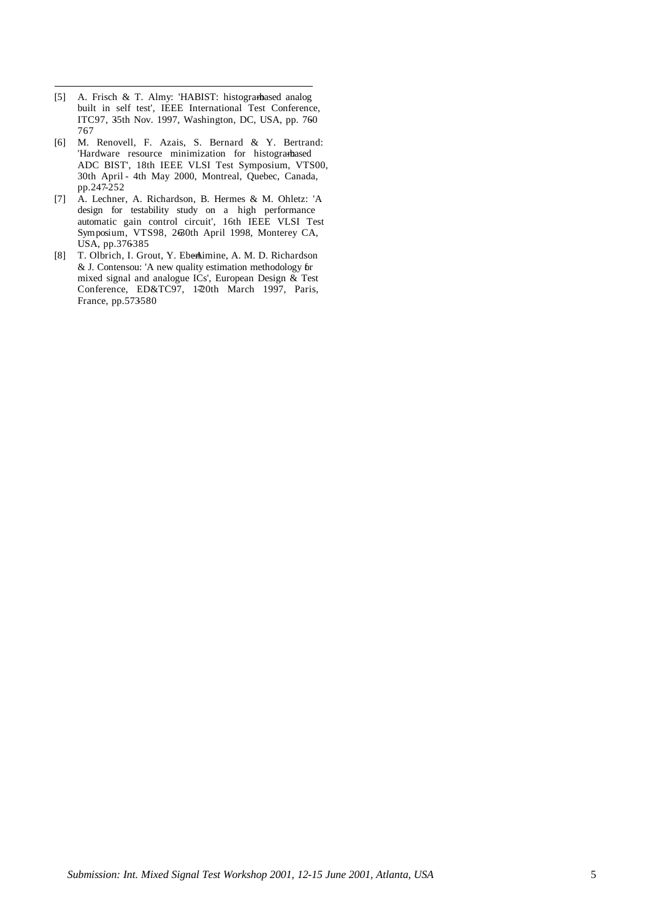[5] A. Frisch & T. Almy: 'HABIST: histogram-based analog built in self test', IEEE International Test Conference, ITC97, 3-5th Nov. 1997, Washington, DC, USA, pp. 760-767

[6] M. Renovell, F. Azais, S. Bernard & Y. Bertrand: 'Hardware resource minimization for histogram-based ADC BIST', 18th IEEE VLSI Test Symposium, VTS00, 30th April - 4th May 2000, Montreal, Quebec, Canada, pp.247-252

[7] A. Lechner, A. Richardson, B. Hermes & M. Ohletz: 'A design for testability study on a high performance automatic gain control circuit', 16th IEEE VLSI Test Symposium, VTS98, 26-30th April 1998, Monterey CA, USA, pp.376-385

[8] T. Olbrich, I. Grout, Y. Eben-Aimine, A. M. D. Richardson & J. Contensou: 'A new quality estimation methodology for mixed signal and analogue ICs', European Design & Test Conference, ED&TC97, 17-20th March 1997, Paris, France, pp.573-580